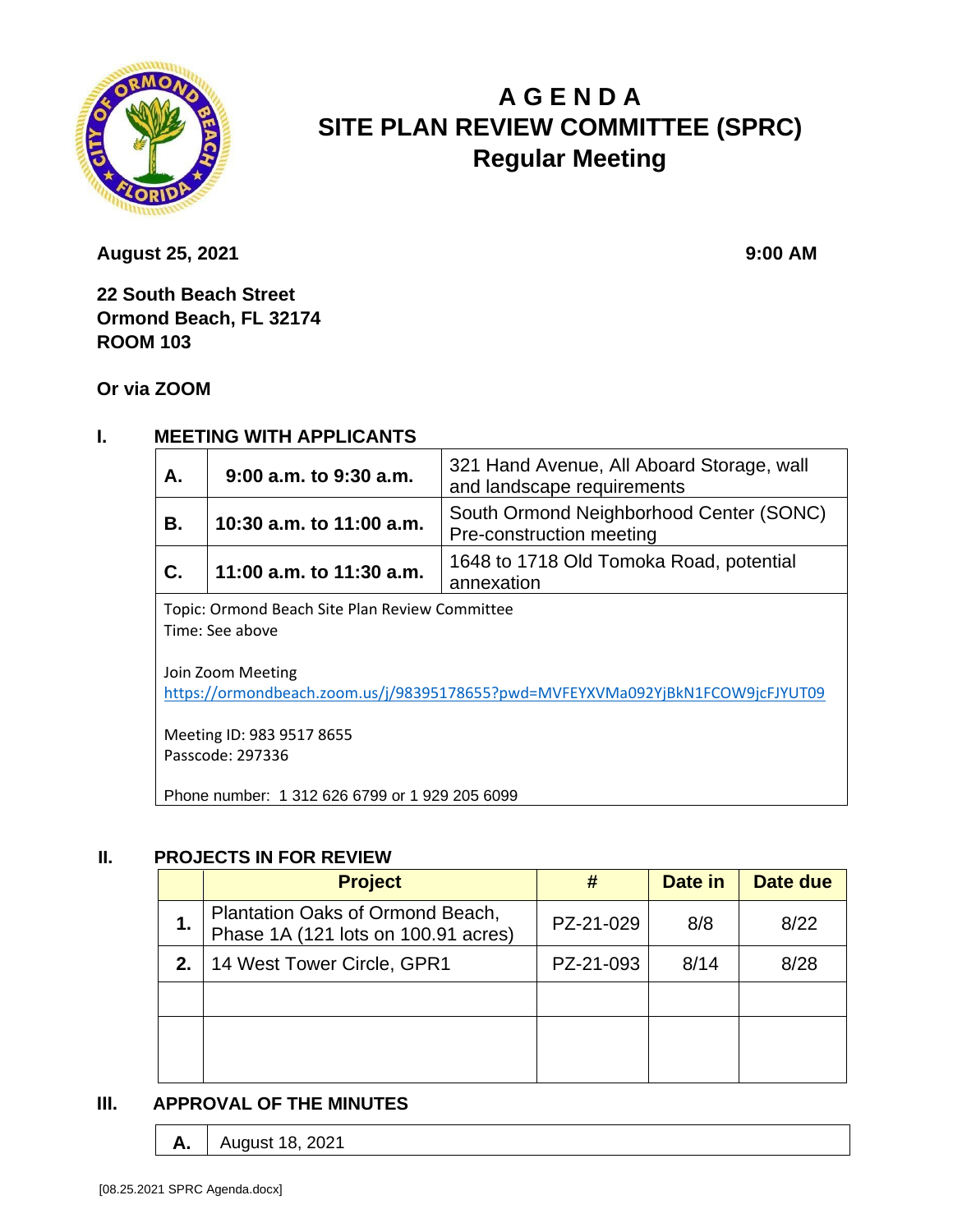# A G E N D A
# SITE PLAN REVIEW COMMITTEE (SPRC)
## Regular Meeting

**August 25, 2021** **9:00 AM**

**22 South Beach Street**
**Ormond Beach, FL 32174**
**ROOM 103**

**Or via ZOOM**

## I. MEETING WITH APPLICANTS

| | | |
|---|---|---|
| **A.** | **9:00 a.m. to 9:30 a.m.** | 321 Hand Avenue, All Aboard Storage, wall and landscape requirements |
| **B.** | **10:30 a.m. to 11:00 a.m.** | South Ormond Neighborhood Center (SONC) Pre-construction meeting |
| **C.** | **11:00 a.m. to 11:30 a.m.** | 1648 to 1718 Old Tomoka Road, potential annexation |

Topic: Ormond Beach Site Plan Review Committee
Time: See above

Join Zoom Meeting
https://ormondbeach.zoom.us/j/98395178655?pwd=MVFEYXVMa092YjBkN1FCOW9jcFJYUT09

Meeting ID: 983 9517 8655
Passcode: 297336

Phone number: 1 312 626 6799 or 1 929 205 6099

## II. PROJECTS IN FOR REVIEW

| | Project | # | Date in | Date due |
|---|---|---|---|---|
| **1.** | Plantation Oaks of Ormond Beach, Phase 1A (121 lots on 100.91 acres) | PZ-21-029 | 8/8 | 8/22 |
| **2.** | 14 West Tower Circle, GPR1 | PZ-21-093 | 8/14 | 8/28 |
| | | | | |
| | | | | |

## III. APPROVAL OF THE MINUTES

| | |
|---|---|
| **A.** | August 18, 2021 |

[08.25.2021 SPRC Agenda.docx]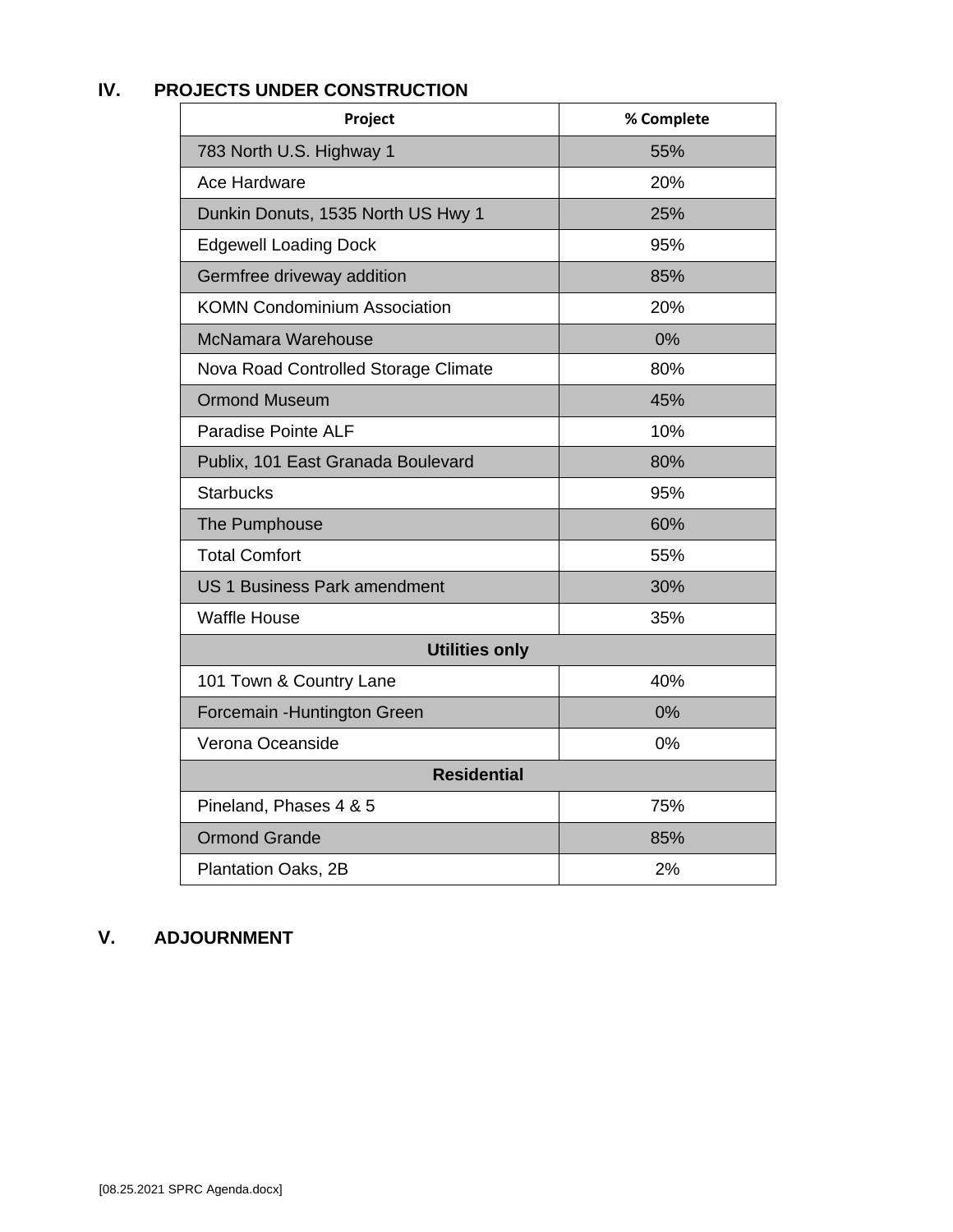## IV. PROJECTS UNDER CONSTRUCTION

| Project | % Complete |
|---|---|
| 783 North U.S. Highway 1 | 55% |
| Ace Hardware | 20% |
| Dunkin Donuts, 1535 North US Hwy 1 | 25% |
| Edgewell Loading Dock | 95% |
| Germfree driveway addition | 85% |
| KOMN Condominium Association | 20% |
| McNamara Warehouse | 0% |
| Nova Road Controlled Storage Climate | 80% |
| Ormond Museum | 45% |
| Paradise Pointe ALF | 10% |
| Publix, 101 East Granada Boulevard | 80% |
| Starbucks | 95% |
| The Pumphouse | 60% |
| Total Comfort | 55% |
| US 1 Business Park amendment | 30% |
| Waffle House | 35% |
| **Utilities only** | |
| 101 Town & Country Lane | 40% |
| Forcemain -Huntington Green | 0% |
| Verona Oceanside | 0% |
| **Residential** | |
| Pineland, Phases 4 & 5 | 75% |
| Ormond Grande | 85% |
| Plantation Oaks, 2B | 2% |

## V. ADJOURNMENT

[08.25.2021 SPRC Agenda.docx]